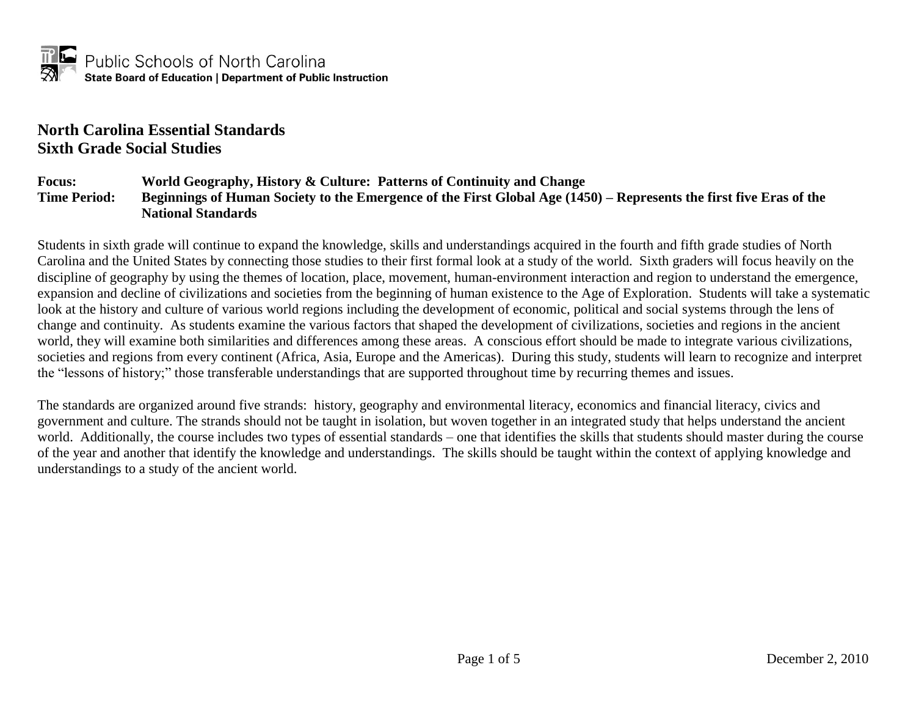Public Schools of North Carolina
**State Board of Education | Department of Public Instruction**

# North Carolina Essential Standards
# Sixth Grade Social Studies

**Focus:** **World Geography, History & Culture: Patterns of Continuity and Change**
**Time Period:** **Beginnings of Human Society to the Emergence of the First Global Age (1450) – Represents the first five Eras of the National Standards**

Students in sixth grade will continue to expand the knowledge, skills and understandings acquired in the fourth and fifth grade studies of North Carolina and the United States by connecting those studies to their first formal look at a study of the world. Sixth graders will focus heavily on the discipline of geography by using the themes of location, place, movement, human-environment interaction and region to understand the emergence, expansion and decline of civilizations and societies from the beginning of human existence to the Age of Exploration. Students will take a systematic look at the history and culture of various world regions including the development of economic, political and social systems through the lens of change and continuity. As students examine the various factors that shaped the development of civilizations, societies and regions in the ancient world, they will examine both similarities and differences among these areas. A conscious effort should be made to integrate various civilizations, societies and regions from every continent (Africa, Asia, Europe and the Americas). During this study, students will learn to recognize and interpret the "lessons of history;" those transferable understandings that are supported throughout time by recurring themes and issues.

The standards are organized around five strands: history, geography and environmental literacy, economics and financial literacy, civics and government and culture. The strands should not be taught in isolation, but woven together in an integrated study that helps understand the ancient world. Additionally, the course includes two types of essential standards – one that identifies the skills that students should master during the course of the year and another that identify the knowledge and understandings. The skills should be taught within the context of applying knowledge and understandings to a study of the ancient world.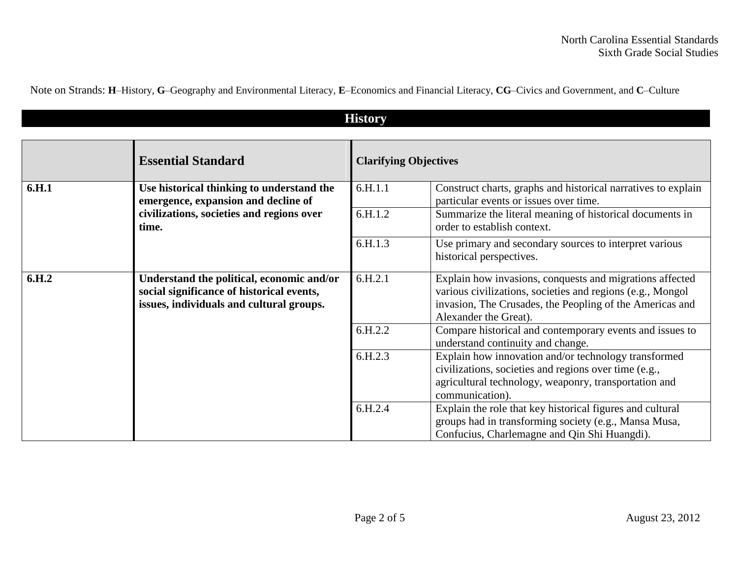Note on Strands: **H**–History, **G**–Geography and Environmental Literacy, **E**–Economics and Financial Literacy, **CG**–Civics and Government, and **C**–Culture

## History

| | Essential Standard | Clarifying Objectives | |
|---|---|---|---|
| **6.H.1** | **Use historical thinking to understand the emergence, expansion and decline of civilizations, societies and regions over time.** | 6.H.1.1 | Construct charts, graphs and historical narratives to explain particular events or issues over time. |
| | | 6.H.1.2 | Summarize the literal meaning of historical documents in order to establish context. |
| | | 6.H.1.3 | Use primary and secondary sources to interpret various historical perspectives. |
| **6.H.2** | **Understand the political, economic and/or social significance of historical events, issues, individuals and cultural groups.** | 6.H.2.1 | Explain how invasions, conquests and migrations affected various civilizations, societies and regions (e.g., Mongol invasion, The Crusades, the Peopling of the Americas and Alexander the Great). |
| | | 6.H.2.2 | Compare historical and contemporary events and issues to understand continuity and change. |
| | | 6.H.2.3 | Explain how innovation and/or technology transformed civilizations, societies and regions over time (e.g., agricultural technology, weaponry, transportation and communication). |
| | | 6.H.2.4 | Explain the role that key historical figures and cultural groups had in transforming society (e.g., Mansa Musa, Confucius, Charlemagne and Qin Shi Huangdi). |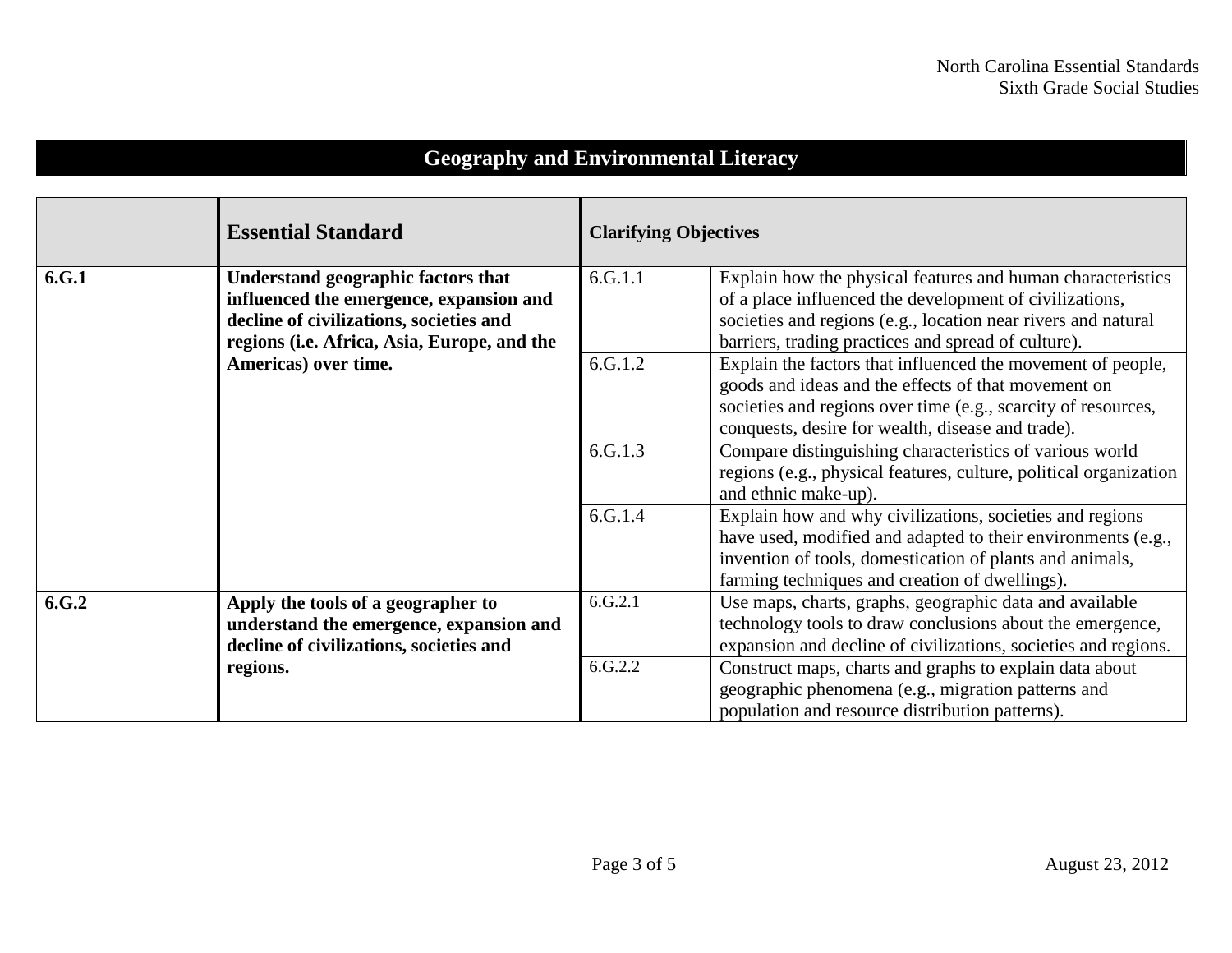## Geography and Environmental Literacy

| | Essential Standard | Clarifying Objectives | |
|---|---|---|---|
| **6.G.1** | **Understand geographic factors that influenced the emergence, expansion and decline of civilizations, societies and regions (i.e. Africa, Asia, Europe, and the Americas) over time.** | 6.G.1.1 | Explain how the physical features and human characteristics of a place influenced the development of civilizations, societies and regions (e.g., location near rivers and natural barriers, trading practices and spread of culture). |
| | | 6.G.1.2 | Explain the factors that influenced the movement of people, goods and ideas and the effects of that movement on societies and regions over time (e.g., scarcity of resources, conquests, desire for wealth, disease and trade). |
| | | 6.G.1.3 | Compare distinguishing characteristics of various world regions (e.g., physical features, culture, political organization and ethnic make-up). |
| | | 6.G.1.4 | Explain how and why civilizations, societies and regions have used, modified and adapted to their environments (e.g., invention of tools, domestication of plants and animals, farming techniques and creation of dwellings). |
| **6.G.2** | **Apply the tools of a geographer to understand the emergence, expansion and decline of civilizations, societies and regions.** | 6.G.2.1 | Use maps, charts, graphs, geographic data and available technology tools to draw conclusions about the emergence, expansion and decline of civilizations, societies and regions. |
| | | 6.G.2.2 | Construct maps, charts and graphs to explain data about geographic phenomena (e.g., migration patterns and population and resource distribution patterns). |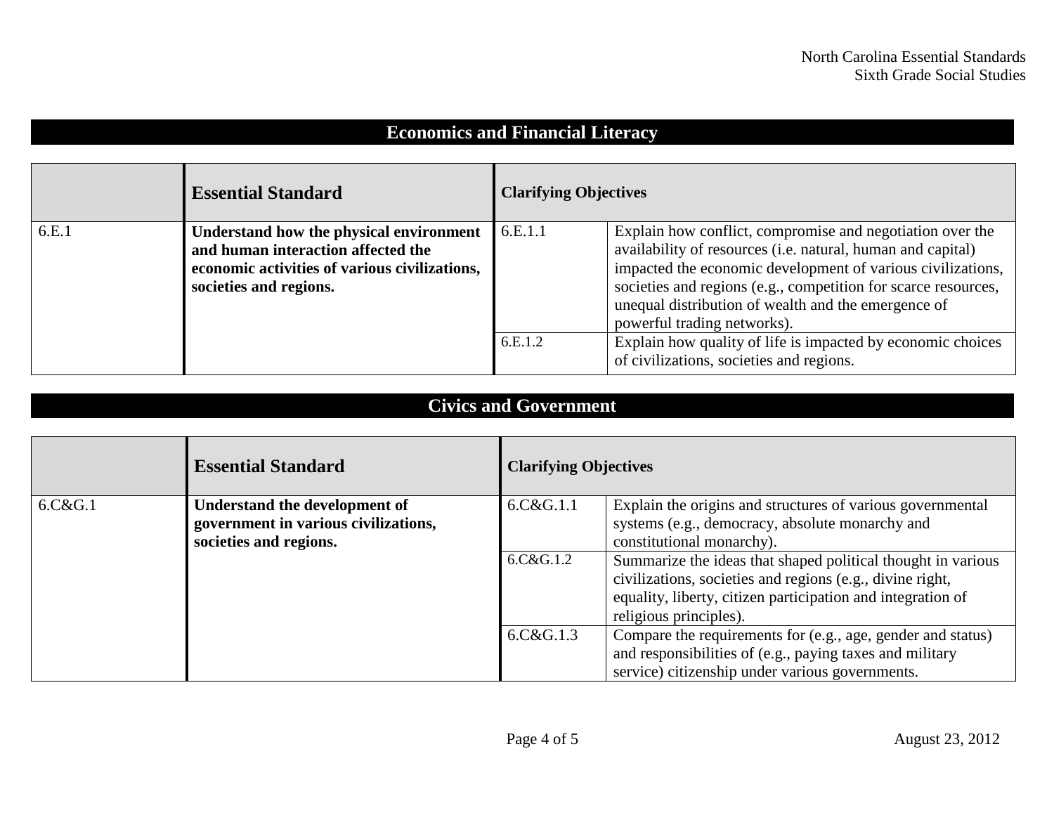## Economics and Financial Literacy

| | Essential Standard | Clarifying Objectives | |
|---|---|---|---|
| 6.E.1 | **Understand how the physical environment and human interaction affected the economic activities of various civilizations, societies and regions.** | 6.E.1.1 | Explain how conflict, compromise and negotiation over the availability of resources (i.e. natural, human and capital) impacted the economic development of various civilizations, societies and regions (e.g., competition for scarce resources, unequal distribution of wealth and the emergence of powerful trading networks). |
| | | 6.E.1.2 | Explain how quality of life is impacted by economic choices of civilizations, societies and regions. |

## Civics and Government

| | Essential Standard | Clarifying Objectives | |
|---|---|---|---|
| 6.C&G.1 | **Understand the development of government in various civilizations, societies and regions.** | 6.C&G.1.1 | Explain the origins and structures of various governmental systems (e.g., democracy, absolute monarchy and constitutional monarchy). |
| | | 6.C&G.1.2 | Summarize the ideas that shaped political thought in various civilizations, societies and regions (e.g., divine right, equality, liberty, citizen participation and integration of religious principles). |
| | | 6.C&G.1.3 | Compare the requirements for (e.g., age, gender and status) and responsibilities of (e.g., paying taxes and military service) citizenship under various governments. |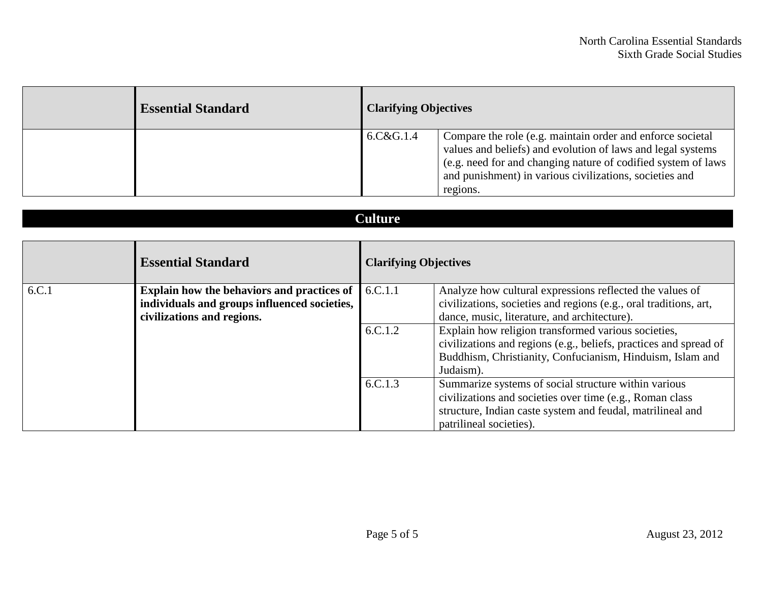| | Essential Standard | Clarifying Objectives | |
|---|---|---|---|
| | | 6.C&G.1.4 | Compare the role (e.g. maintain order and enforce societal values and beliefs) and evolution of laws and legal systems (e.g. need for and changing nature of codified system of laws and punishment) in various civilizations, societies and regions. |

## Culture

| | Essential Standard | Clarifying Objectives | |
|---|---|---|---|
| 6.C.1 | **Explain how the behaviors and practices of individuals and groups influenced societies, civilizations and regions.** | 6.C.1.1 | Analyze how cultural expressions reflected the values of civilizations, societies and regions (e.g., oral traditions, art, dance, music, literature, and architecture). |
| | | 6.C.1.2 | Explain how religion transformed various societies, civilizations and regions (e.g., beliefs, practices and spread of Buddhism, Christianity, Confucianism, Hinduism, Islam and Judaism). |
| | | 6.C.1.3 | Summarize systems of social structure within various civilizations and societies over time (e.g., Roman class structure, Indian caste system and feudal, matrilineal and patrilineal societies). |